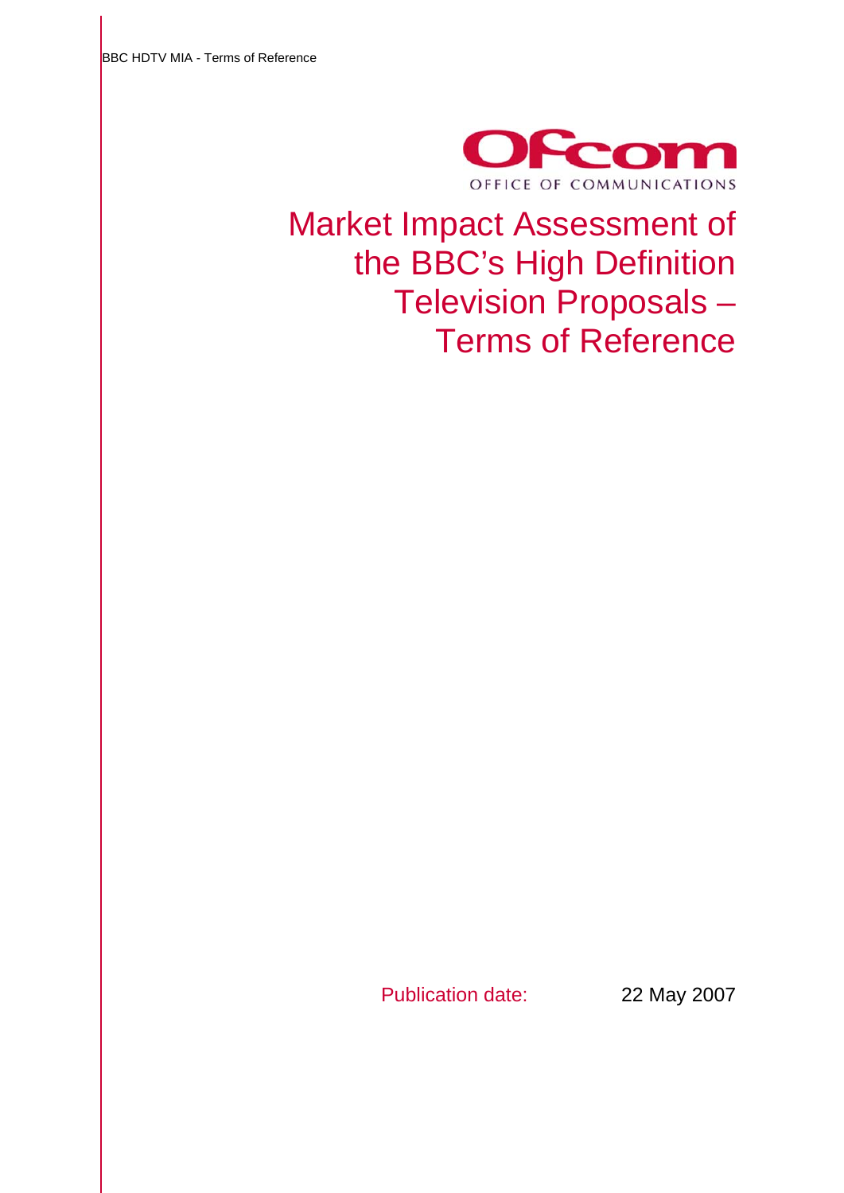OFFICE OF COMMUNICATIONS

# Market Impact Assessment of the BBC's High Definition Television Proposals – Terms of Reference

Publication date: 22 May 2007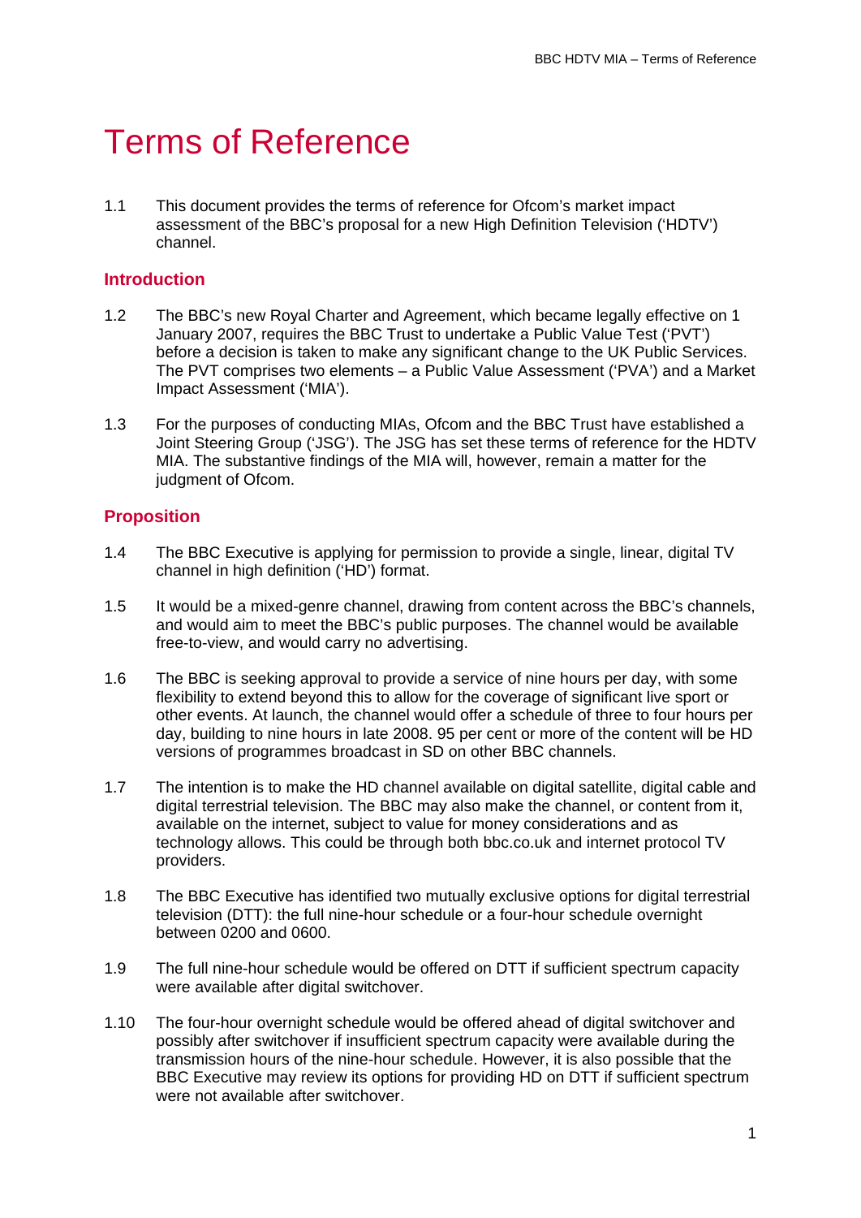# Terms of Reference

1.1 This document provides the terms of reference for Ofcom's market impact assessment of the BBC's proposal for a new High Definition Television ('HDTV') channel.

## Introduction

1.2 The BBC's new Royal Charter and Agreement, which became legally effective on 1 January 2007, requires the BBC Trust to undertake a Public Value Test ('PVT') before a decision is taken to make any significant change to the UK Public Services. The PVT comprises two elements – a Public Value Assessment ('PVA') and a Market Impact Assessment ('MIA').

1.3 For the purposes of conducting MIAs, Ofcom and the BBC Trust have established a Joint Steering Group ('JSG'). The JSG has set these terms of reference for the HDTV MIA. The substantive findings of the MIA will, however, remain a matter for the judgment of Ofcom.

## Proposition

1.4 The BBC Executive is applying for permission to provide a single, linear, digital TV channel in high definition ('HD') format.

1.5 It would be a mixed-genre channel, drawing from content across the BBC's channels, and would aim to meet the BBC's public purposes. The channel would be available free-to-view, and would carry no advertising.

1.6 The BBC is seeking approval to provide a service of nine hours per day, with some flexibility to extend beyond this to allow for the coverage of significant live sport or other events. At launch, the channel would offer a schedule of three to four hours per day, building to nine hours in late 2008. 95 per cent or more of the content will be HD versions of programmes broadcast in SD on other BBC channels.

1.7 The intention is to make the HD channel available on digital satellite, digital cable and digital terrestrial television. The BBC may also make the channel, or content from it, available on the internet, subject to value for money considerations and as technology allows. This could be through both bbc.co.uk and internet protocol TV providers.

1.8 The BBC Executive has identified two mutually exclusive options for digital terrestrial television (DTT): the full nine-hour schedule or a four-hour schedule overnight between 0200 and 0600.

1.9 The full nine-hour schedule would be offered on DTT if sufficient spectrum capacity were available after digital switchover.

1.10 The four-hour overnight schedule would be offered ahead of digital switchover and possibly after switchover if insufficient spectrum capacity were available during the transmission hours of the nine-hour schedule. However, it is also possible that the BBC Executive may review its options for providing HD on DTT if sufficient spectrum were not available after switchover.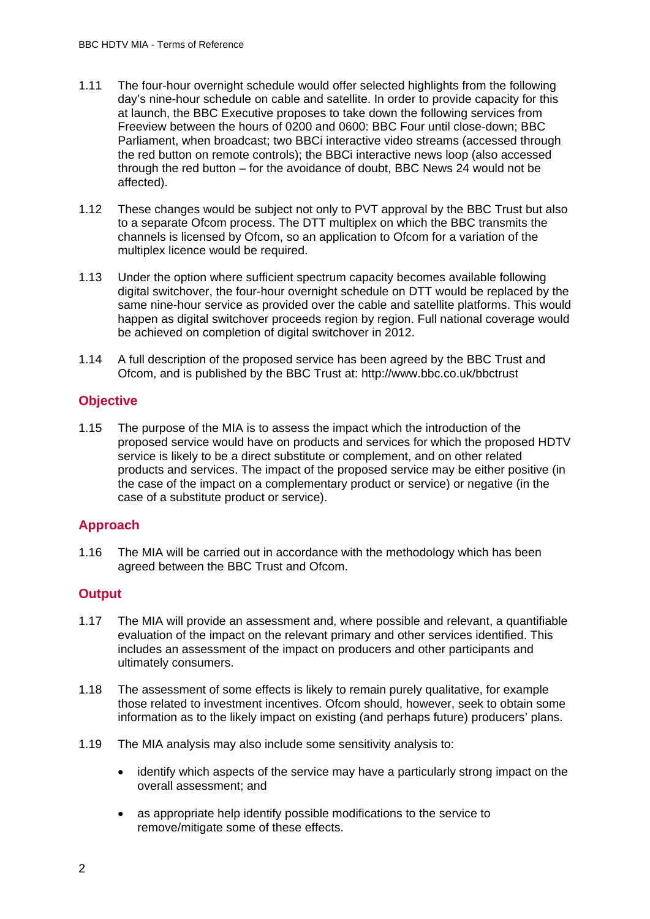1.11 The four-hour overnight schedule would offer selected highlights from the following day's nine-hour schedule on cable and satellite. In order to provide capacity for this at launch, the BBC Executive proposes to take down the following services from Freeview between the hours of 0200 and 0600: BBC Four until close-down; BBC Parliament, when broadcast; two BBCi interactive video streams (accessed through the red button on remote controls); the BBCi interactive news loop (also accessed through the red button – for the avoidance of doubt, BBC News 24 would not be affected).

1.12 These changes would be subject not only to PVT approval by the BBC Trust but also to a separate Ofcom process. The DTT multiplex on which the BBC transmits the channels is licensed by Ofcom, so an application to Ofcom for a variation of the multiplex licence would be required.

1.13 Under the option where sufficient spectrum capacity becomes available following digital switchover, the four-hour overnight schedule on DTT would be replaced by the same nine-hour service as provided over the cable and satellite platforms. This would happen as digital switchover proceeds region by region. Full national coverage would be achieved on completion of digital switchover in 2012.

1.14 A full description of the proposed service has been agreed by the BBC Trust and Ofcom, and is published by the BBC Trust at: http://www.bbc.co.uk/bbctrust

## Objective

1.15 The purpose of the MIA is to assess the impact which the introduction of the proposed service would have on products and services for which the proposed HDTV service is likely to be a direct substitute or complement, and on other related products and services. The impact of the proposed service may be either positive (in the case of the impact on a complementary product or service) or negative (in the case of a substitute product or service).

## Approach

1.16 The MIA will be carried out in accordance with the methodology which has been agreed between the BBC Trust and Ofcom.

## Output

1.17 The MIA will provide an assessment and, where possible and relevant, a quantifiable evaluation of the impact on the relevant primary and other services identified. This includes an assessment of the impact on producers and other participants and ultimately consumers.

1.18 The assessment of some effects is likely to remain purely qualitative, for example those related to investment incentives. Ofcom should, however, seek to obtain some information as to the likely impact on existing (and perhaps future) producers' plans.

1.19 The MIA analysis may also include some sensitivity analysis to:

- identify which aspects of the service may have a particularly strong impact on the overall assessment; and
- as appropriate help identify possible modifications to the service to remove/mitigate some of these effects.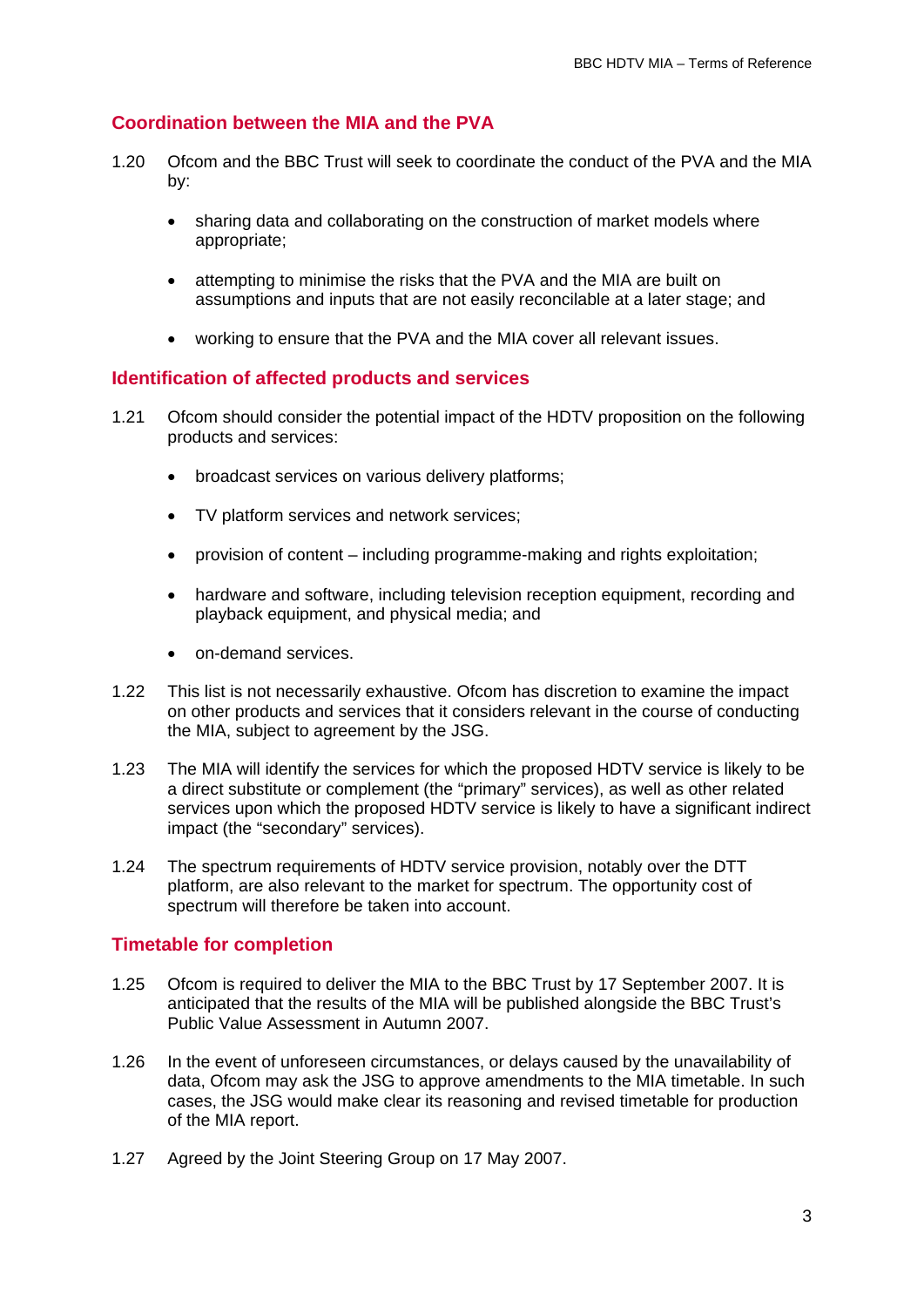## Coordination between the MIA and the PVA

1.20 Ofcom and the BBC Trust will seek to coordinate the conduct of the PVA and the MIA by:

- sharing data and collaborating on the construction of market models where appropriate;
- attempting to minimise the risks that the PVA and the MIA are built on assumptions and inputs that are not easily reconcilable at a later stage; and
- working to ensure that the PVA and the MIA cover all relevant issues.

## Identification of affected products and services

1.21 Ofcom should consider the potential impact of the HDTV proposition on the following products and services:

- broadcast services on various delivery platforms;
- TV platform services and network services;
- provision of content – including programme-making and rights exploitation;
- hardware and software, including television reception equipment, recording and playback equipment, and physical media; and
- on-demand services.

1.22 This list is not necessarily exhaustive. Ofcom has discretion to examine the impact on other products and services that it considers relevant in the course of conducting the MIA, subject to agreement by the JSG.

1.23 The MIA will identify the services for which the proposed HDTV service is likely to be a direct substitute or complement (the "primary" services), as well as other related services upon which the proposed HDTV service is likely to have a significant indirect impact (the "secondary" services).

1.24 The spectrum requirements of HDTV service provision, notably over the DTT platform, are also relevant to the market for spectrum. The opportunity cost of spectrum will therefore be taken into account.

## Timetable for completion

1.25 Ofcom is required to deliver the MIA to the BBC Trust by 17 September 2007. It is anticipated that the results of the MIA will be published alongside the BBC Trust's Public Value Assessment in Autumn 2007.

1.26 In the event of unforeseen circumstances, or delays caused by the unavailability of data, Ofcom may ask the JSG to approve amendments to the MIA timetable. In such cases, the JSG would make clear its reasoning and revised timetable for production of the MIA report.

1.27 Agreed by the Joint Steering Group on 17 May 2007.